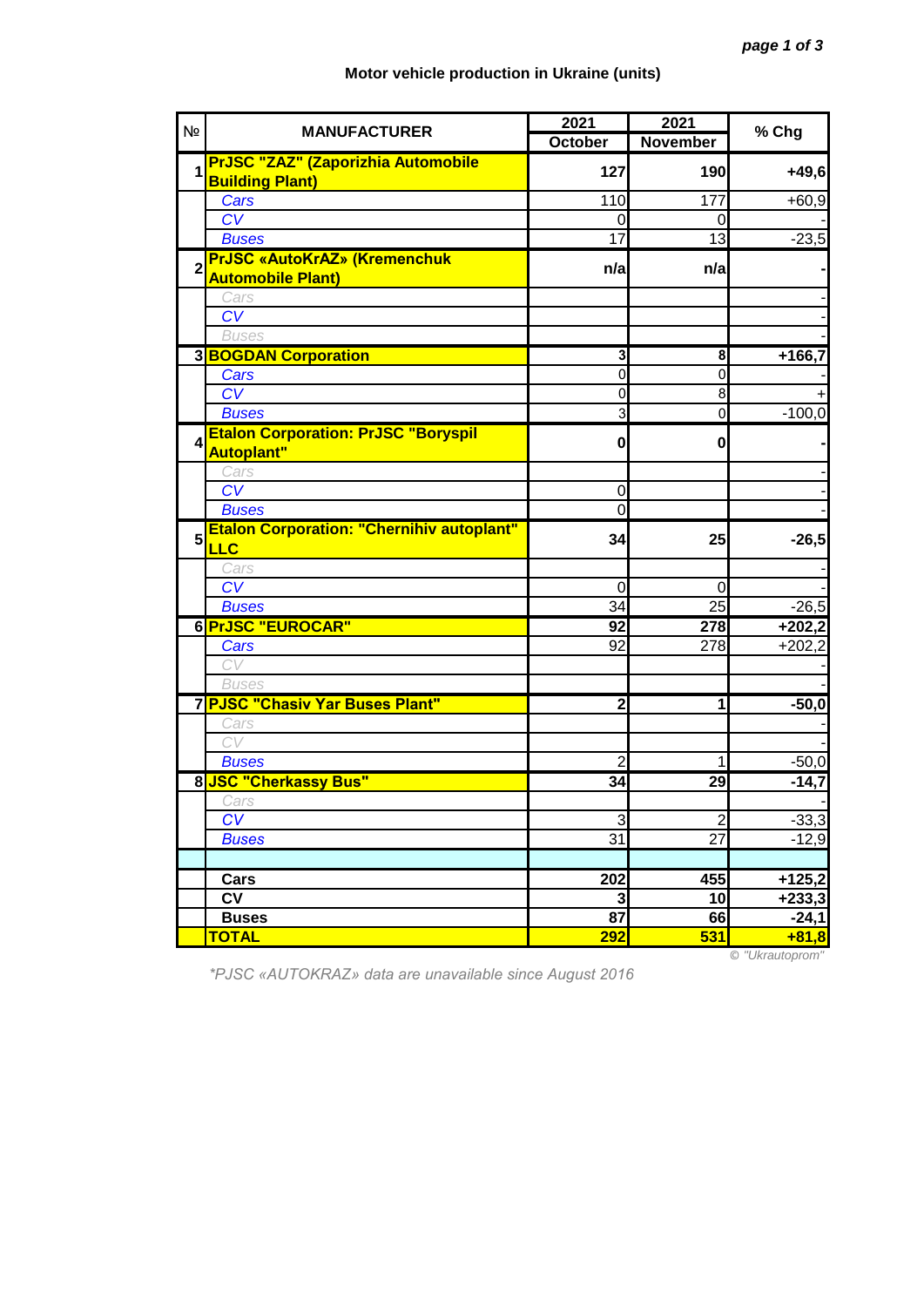## Motor vehicle production in Ukraine (units)

| № | MANUFACTURER | 2021 October | 2021 November | % Chg |
|---|---|---|---|---|
| 1 | **PrJSC "ZAZ" (Zaporizhia Automobile Building Plant)** | **127** | **190** | **+49,6** |
| | *Cars* | 110 | 177 | +60,9 |
| | *CV* | 0 | 0 | - |
| | *Buses* | 17 | 13 | -23,5 |
| 2 | **PrJSC «AutoKrAZ» (Kremenchuk Automobile Plant)** | **n/a** | **n/a** | **-** |
| | *Cars* | | | - |
| | *CV* | | | - |
| | *Buses* | | | - |
| 3 | **BOGDAN Corporation** | **3** | **8** | **+166,7** |
| | *Cars* | 0 | 0 | - |
| | *CV* | 0 | 8 | + |
| | *Buses* | 3 | 0 | -100,0 |
| 4 | **Etalon Corporation: PrJSC "Boryspil Autoplant"** | **0** | **0** | **-** |
| | *Cars* | | | - |
| | *CV* | 0 | | - |
| | *Buses* | 0 | | - |
| 5 | **Etalon Corporation: "Chernihiv autoplant" LLC** | **34** | **25** | **-26,5** |
| | *Cars* | | | - |
| | *CV* | 0 | 0 | - |
| | *Buses* | 34 | 25 | -26,5 |
| 6 | **PrJSC "EUROCAR"** | **92** | **278** | **+202,2** |
| | *Cars* | 92 | 278 | +202,2 |
| | *CV* | | | - |
| | *Buses* | | | - |
| 7 | **PJSC "Chasiv Yar Buses Plant"** | **2** | **1** | **-50,0** |
| | *Cars* | | | - |
| | *CV* | | | - |
| | *Buses* | 2 | 1 | -50,0 |
| 8 | **JSC "Cherkassy Bus"** | **34** | **29** | **-14,7** |
| | *Cars* | | | - |
| | *CV* | 3 | 2 | -33,3 |
| | *Buses* | 31 | 27 | -12,9 |
| | | | | |
| | **Cars** | **202** | **455** | **+125,2** |
| | **CV** | **3** | **10** | **+233,3** |
| | **Buses** | **87** | **66** | **-24,1** |
| | **TOTAL** | **292** | **531** | **+81,8** |

© "Ukrautoprom"

*\*PJSC «AUTOKRAZ» data are unavailable since August 2016*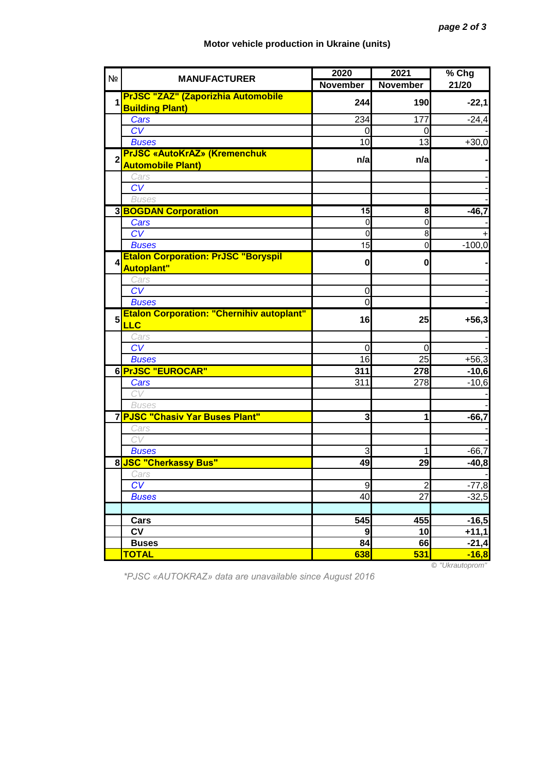# Motor vehicle production in Ukraine (units)

| № | MANUFACTURER | 2020 November | 2021 November | % Chg 21/20 |
|---|---|---|---|---|
| 1 | **PrJSC "ZAZ" (Zaporizhia Automobile Building Plant)** | **244** | **190** | **-22,1** |
| | *Cars* | 234 | 177 | -24,4 |
| | *CV* | 0 | 0 | - |
| | *Buses* | 10 | 13 | +30,0 |
| 2 | **PrJSC «AutoKrAZ» (Kremenchuk Automobile Plant)** | **n/a** | **n/a** | **-** |
| | *Cars* | | | - |
| | *CV* | | | - |
| | *Buses* | | | - |
| 3 | **BOGDAN Corporation** | **15** | **8** | **-46,7** |
| | *Cars* | 0 | 0 | - |
| | *CV* | 0 | 8 | + |
| | *Buses* | 15 | 0 | -100,0 |
| 4 | **Etalon Corporation: PrJSC "Boryspil Autoplant"** | **0** | **0** | **-** |
| | *Cars* | | | - |
| | *CV* | 0 | | - |
| | *Buses* | 0 | | - |
| 5 | **Etalon Corporation: "Chernihiv autoplant" LLC** | **16** | **25** | **+56,3** |
| | *Cars* | | | - |
| | *CV* | 0 | 0 | - |
| | *Buses* | 16 | 25 | +56,3 |
| 6 | **PrJSC "EUROCAR"** | **311** | **278** | **-10,6** |
| | *Cars* | 311 | 278 | -10,6 |
| | *CV* | | | - |
| | *Buses* | | | - |
| 7 | **PJSC "Chasiv Yar Buses Plant"** | **3** | **1** | **-66,7** |
| | *Cars* | | | - |
| | *CV* | | | - |
| | *Buses* | 3 | 1 | -66,7 |
| 8 | **JSC "Cherkassy Bus"** | **49** | **29** | **-40,8** |
| | *Cars* | | | - |
| | *CV* | 9 | 2 | -77,8 |
| | *Buses* | 40 | 27 | -32,5 |
| | | | | |
| | **Cars** | **545** | **455** | **-16,5** |
| | **CV** | **9** | **10** | **+11,1** |
| | **Buses** | **84** | **66** | **-21,4** |
| | **TOTAL** | **638** | **531** | **-16,8** |

© "Ukrautoprom"

*\*PJSC «AUTOKRAZ» data are unavailable since August 2016*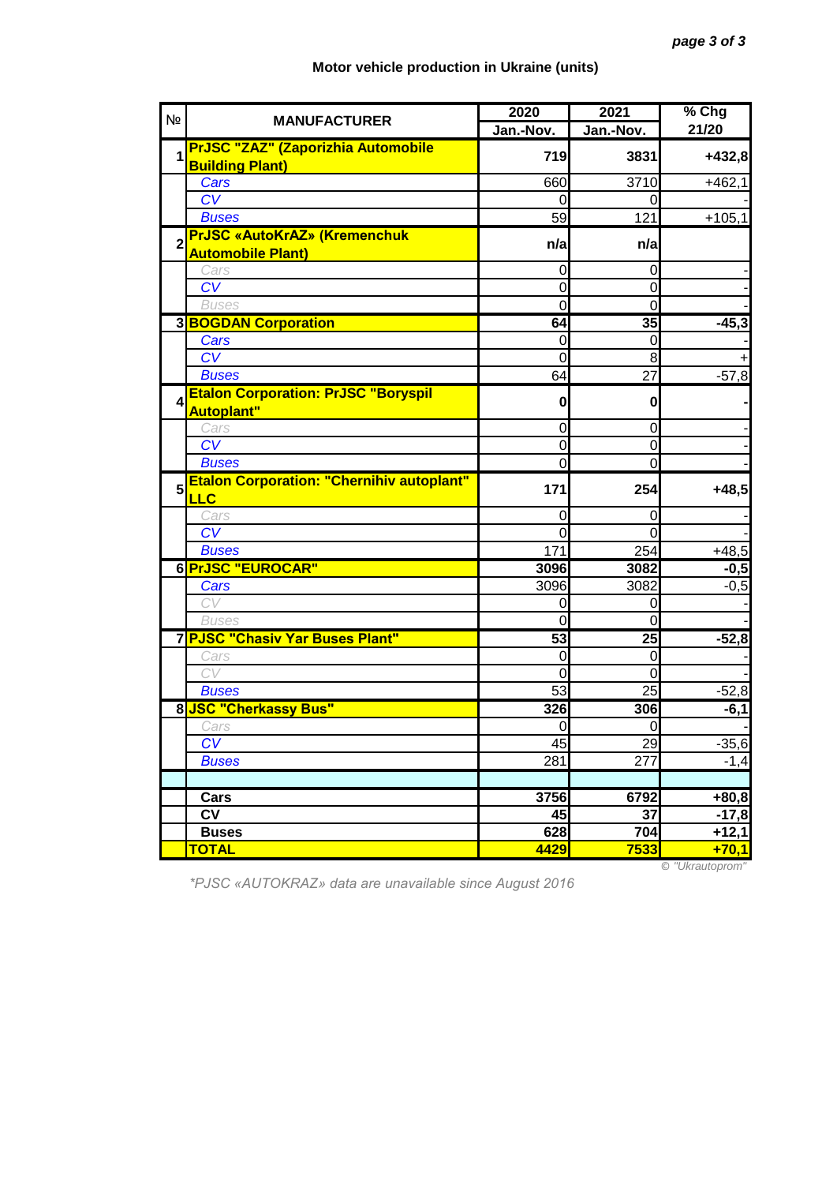**Motor vehicle production in Ukraine (units)**

| № | MANUFACTURER | 2020 | 2021 | % Chg |
|---|---|---|---|---|
| | | Jan.-Nov. | Jan.-Nov. | 21/20 |
| 1 | **PrJSC "ZAZ" (Zaporizhia Automobile Building Plant)** | **719** | **3831** | **+432,8** |
| | *Cars* | 660 | 3710 | +462,1 |
| | *CV* | 0 | 0 | - |
| | *Buses* | 59 | 121 | +105,1 |
| 2 | **PrJSC «AutoKrAZ» (Kremenchuk Automobile Plant)** | **n/a** | **n/a** | |
| | *Cars* | 0 | 0 | - |
| | *CV* | 0 | 0 | - |
| | *Buses* | 0 | 0 | - |
| 3 | **BOGDAN Corporation** | **64** | **35** | **-45,3** |
| | *Cars* | 0 | 0 | - |
| | *CV* | 0 | 8 | + |
| | *Buses* | 64 | 27 | -57,8 |
| 4 | **Etalon Corporation: PrJSC "Boryspil Autoplant"** | **0** | **0** | **-** |
| | *Cars* | 0 | 0 | - |
| | *CV* | 0 | 0 | - |
| | *Buses* | 0 | 0 | - |
| 5 | **Etalon Corporation: "Chernihiv autoplant" LLC** | **171** | **254** | **+48,5** |
| | *Cars* | 0 | 0 | - |
| | *CV* | 0 | 0 | - |
| | *Buses* | 171 | 254 | +48,5 |
| 6 | **PrJSC "EUROCAR"** | **3096** | **3082** | **-0,5** |
| | *Cars* | 3096 | 3082 | -0,5 |
| | *CV* | 0 | 0 | - |
| | *Buses* | 0 | 0 | - |
| 7 | **PJSC "Chasiv Yar Buses Plant"** | **53** | **25** | **-52,8** |
| | *Cars* | 0 | 0 | - |
| | *CV* | 0 | 0 | - |
| | *Buses* | 53 | 25 | -52,8 |
| 8 | **JSC "Cherkassy Bus"** | **326** | **306** | **-6,1** |
| | *Cars* | 0 | 0 | - |
| | *CV* | 45 | 29 | -35,6 |
| | *Buses* | 281 | 277 | -1,4 |
| | | | | |
| | **Cars** | **3756** | **6792** | **+80,8** |
| | **CV** | **45** | **37** | **-17,8** |
| | **Buses** | **628** | **704** | **+12,1** |
| | **TOTAL** | **4429** | **7533** | **+70,1** |

*© "Ukrautoprom"*

*\*PJSC «AUTOKRAZ» data are unavailable since August 2016*